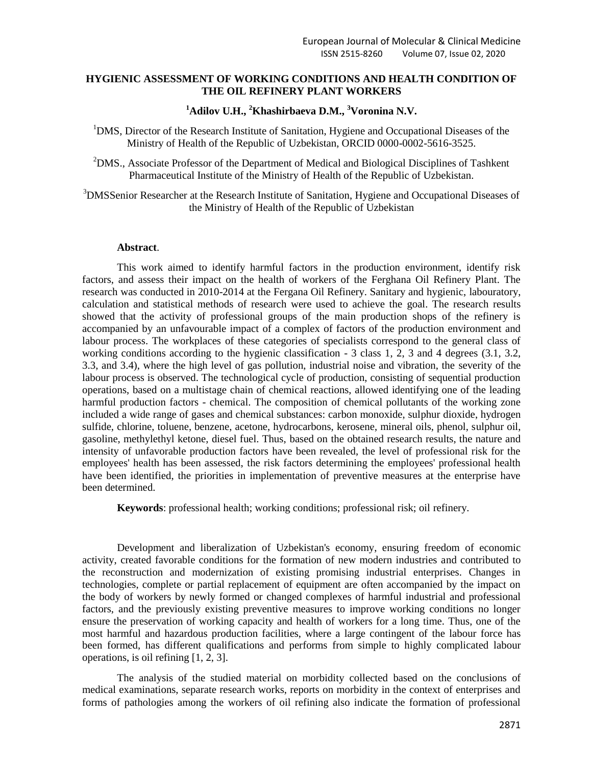# HYGIENIC ASSESSMENT OF WORKING CONDITIONS AND HEALTH CONDITION OF THE OIL REFINERY PLANT WORKERS

**[1]Adilov U.H., [2]Khashirbaeva D.M., [3]Voronina N.V.**

[1]DMS, Director of the Research Institute of Sanitation, Hygiene and Occupational Diseases of the Ministry of Health of the Republic of Uzbekistan, ORCID 0000-0002-5616-3525.

[2]DMS., Associate Professor of the Department of Medical and Biological Disciplines of Tashkent Pharmaceutical Institute of the Ministry of Health of the Republic of Uzbekistan.

[3]DMSSenior Researcher at the Research Institute of Sanitation, Hygiene and Occupational Diseases of the Ministry of Health of the Republic of Uzbekistan

**Abstract**.

This work aimed to identify harmful factors in the production environment, identify risk factors, and assess their impact on the health of workers of the Ferghana Oil Refinery Plant. The research was conducted in 2010-2014 at the Fergana Oil Refinery. Sanitary and hygienic, labouratory, calculation and statistical methods of research were used to achieve the goal. The research results showed that the activity of professional groups of the main production shops of the refinery is accompanied by an unfavourable impact of a complex of factors of the production environment and labour process. The workplaces of these categories of specialists correspond to the general class of working conditions according to the hygienic classification - 3 class 1, 2, 3 and 4 degrees (3.1, 3.2, 3.3, and 3.4), where the high level of gas pollution, industrial noise and vibration, the severity of the labour process is observed. The technological cycle of production, consisting of sequential production operations, based on a multistage chain of chemical reactions, allowed identifying one of the leading harmful production factors - chemical. The composition of chemical pollutants of the working zone included a wide range of gases and chemical substances: carbon monoxide, sulphur dioxide, hydrogen sulfide, chlorine, toluene, benzene, acetone, hydrocarbons, kerosene, mineral oils, phenol, sulphur oil, gasoline, methylethyl ketone, diesel fuel. Thus, based on the obtained research results, the nature and intensity of unfavorable production factors have been revealed, the level of professional risk for the employees' health has been assessed, the risk factors determining the employees' professional health have been identified, the priorities in implementation of preventive measures at the enterprise have been determined.

**Keywords**: professional health; working conditions; professional risk; oil refinery.

Development and liberalization of Uzbekistan's economy, ensuring freedom of economic activity, created favorable conditions for the formation of new modern industries and contributed to the reconstruction and modernization of existing promising industrial enterprises. Changes in technologies, complete or partial replacement of equipment are often accompanied by the impact on the body of workers by newly formed or changed complexes of harmful industrial and professional factors, and the previously existing preventive measures to improve working conditions no longer ensure the preservation of working capacity and health of workers for a long time. Thus, one of the most harmful and hazardous production facilities, where a large contingent of the labour force has been formed, has different qualifications and performs from simple to highly complicated labour operations, is oil refining [1, 2, 3].

The analysis of the studied material on morbidity collected based on the conclusions of medical examinations, separate research works, reports on morbidity in the context of enterprises and forms of pathologies among the workers of oil refining also indicate the formation of professional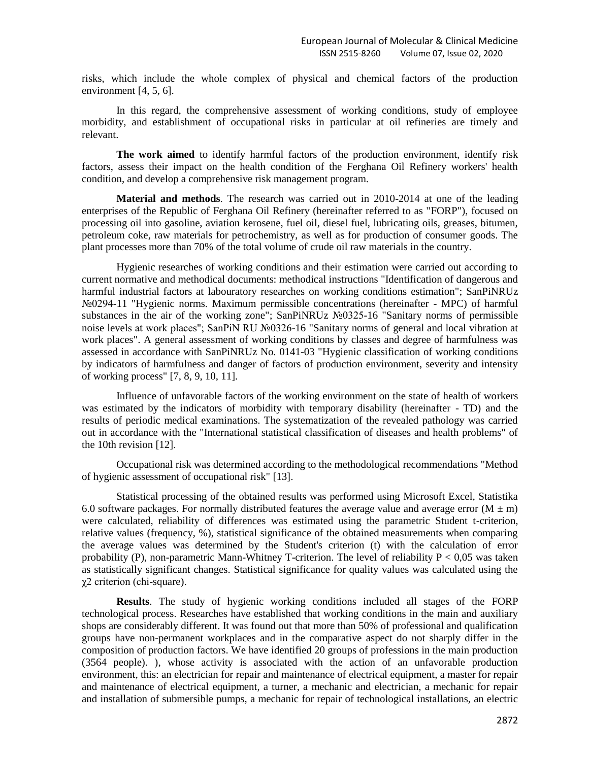risks, which include the whole complex of physical and chemical factors of the production environment [4, 5, 6].

In this regard, the comprehensive assessment of working conditions, study of employee morbidity, and establishment of occupational risks in particular at oil refineries are timely and relevant.

**The work aimed** to identify harmful factors of the production environment, identify risk factors, assess their impact on the health condition of the Ferghana Oil Refinery workers' health condition, and develop a comprehensive risk management program.

**Material and methods**. The research was carried out in 2010-2014 at one of the leading enterprises of the Republic of Ferghana Oil Refinery (hereinafter referred to as "FORP"), focused on processing oil into gasoline, aviation kerosene, fuel oil, diesel fuel, lubricating oils, greases, bitumen, petroleum coke, raw materials for petrochemistry, as well as for production of consumer goods. The plant processes more than 70% of the total volume of crude oil raw materials in the country.

Hygienic researches of working conditions and their estimation were carried out according to current normative and methodical documents: methodical instructions "Identification of dangerous and harmful industrial factors at labouratory researches on working conditions estimation"; SanPiNRUz №0294-11 "Hygienic norms. Maximum permissible concentrations (hereinafter - MPC) of harmful substances in the air of the working zone"; SanPiNRUz №0325-16 "Sanitary norms of permissible noise levels at work places"; SanPiN RU №0326-16 "Sanitary norms of general and local vibration at work places". A general assessment of working conditions by classes and degree of harmfulness was assessed in accordance with SanPiNRUz No. 0141-03 "Hygienic classification of working conditions by indicators of harmfulness and danger of factors of production environment, severity and intensity of working process" [7, 8, 9, 10, 11].

Influence of unfavorable factors of the working environment on the state of health of workers was estimated by the indicators of morbidity with temporary disability (hereinafter - TD) and the results of periodic medical examinations. The systematization of the revealed pathology was carried out in accordance with the "International statistical classification of diseases and health problems" of the 10th revision [12].

Occupational risk was determined according to the methodological recommendations "Method of hygienic assessment of occupational risk" [13].

Statistical processing of the obtained results was performed using Microsoft Excel, Statistika 6.0 software packages. For normally distributed features the average value and average error ($M \pm m$) were calculated, reliability of differences was estimated using the parametric Student t-criterion, relative values (frequency, %), statistical significance of the obtained measurements when comparing the average values was determined by the Student's criterion (t) with the calculation of error probability (P), non-parametric Mann-Whitney T-criterion. The level of reliability $P < 0,05$ was taken as statistically significant changes. Statistical significance for quality values was calculated using the $\chi 2$ criterion (chi-square).

**Results**. The study of hygienic working conditions included all stages of the FORP technological process. Researches have established that working conditions in the main and auxiliary shops are considerably different. It was found out that more than 50% of professional and qualification groups have non-permanent workplaces and in the comparative aspect do not sharply differ in the composition of production factors. We have identified 20 groups of professions in the main production (3564 people). ), whose activity is associated with the action of an unfavorable production environment, this: an electrician for repair and maintenance of electrical equipment, a master for repair and maintenance of electrical equipment, a turner, a mechanic and electrician, a mechanic for repair and installation of submersible pumps, a mechanic for repair of technological installations, an electric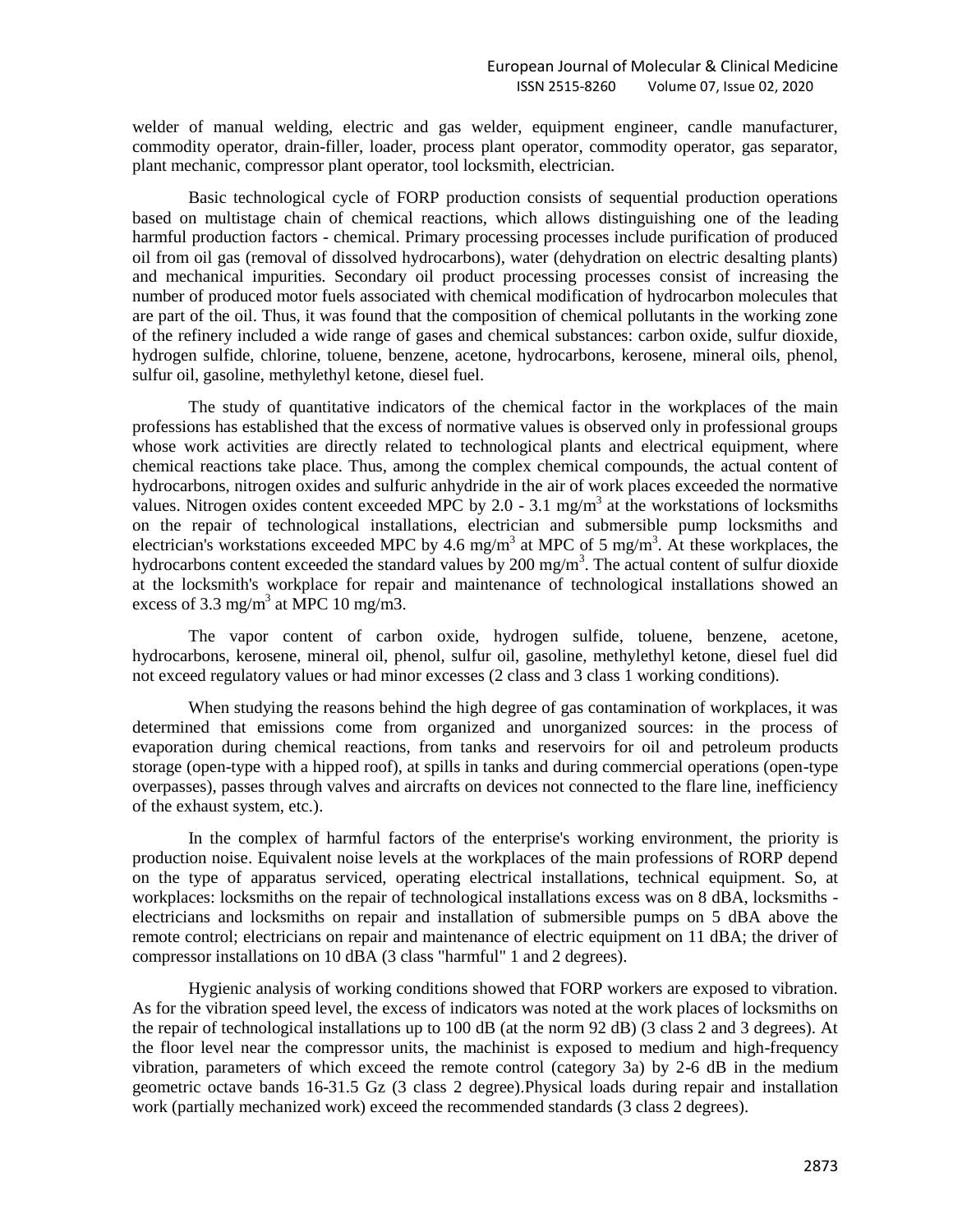welder of manual welding, electric and gas welder, equipment engineer, candle manufacturer, commodity operator, drain-filler, loader, process plant operator, commodity operator, gas separator, plant mechanic, compressor plant operator, tool locksmith, electrician.

Basic technological cycle of FORP production consists of sequential production operations based on multistage chain of chemical reactions, which allows distinguishing one of the leading harmful production factors - chemical. Primary processing processes include purification of produced oil from oil gas (removal of dissolved hydrocarbons), water (dehydration on electric desalting plants) and mechanical impurities. Secondary oil product processing processes consist of increasing the number of produced motor fuels associated with chemical modification of hydrocarbon molecules that are part of the oil. Thus, it was found that the composition of chemical pollutants in the working zone of the refinery included a wide range of gases and chemical substances: carbon oxide, sulfur dioxide, hydrogen sulfide, chlorine, toluene, benzene, acetone, hydrocarbons, kerosene, mineral oils, phenol, sulfur oil, gasoline, methylethyl ketone, diesel fuel.

The study of quantitative indicators of the chemical factor in the workplaces of the main professions has established that the excess of normative values is observed only in professional groups whose work activities are directly related to technological plants and electrical equipment, where chemical reactions take place. Thus, among the complex chemical compounds, the actual content of hydrocarbons, nitrogen oxides and sulfuric anhydride in the air of work places exceeded the normative values. Nitrogen oxides content exceeded MPC by 2.0 - 3.1 $mg/m^3$ at the workstations of locksmiths on the repair of technological installations, electrician and submersible pump locksmiths and electrician's workstations exceeded MPC by 4.6 $mg/m^3$ at MPC of 5 $mg/m^3$. At these workplaces, the hydrocarbons content exceeded the standard values by 200 $mg/m^3$. The actual content of sulfur dioxide at the locksmith's workplace for repair and maintenance of technological installations showed an excess of 3.3 $mg/m^3$ at MPC 10 mg/m3.

The vapor content of carbon oxide, hydrogen sulfide, toluene, benzene, acetone, hydrocarbons, kerosene, mineral oil, phenol, sulfur oil, gasoline, methylethyl ketone, diesel fuel did not exceed regulatory values or had minor excesses (2 class and 3 class 1 working conditions).

When studying the reasons behind the high degree of gas contamination of workplaces, it was determined that emissions come from organized and unorganized sources: in the process of evaporation during chemical reactions, from tanks and reservoirs for oil and petroleum products storage (open-type with a hipped roof), at spills in tanks and during commercial operations (open-type overpasses), passes through valves and aircrafts on devices not connected to the flare line, inefficiency of the exhaust system, etc.).

In the complex of harmful factors of the enterprise's working environment, the priority is production noise. Equivalent noise levels at the workplaces of the main professions of RORP depend on the type of apparatus serviced, operating electrical installations, technical equipment. So, at workplaces: locksmiths on the repair of technological installations excess was on 8 dBA, locksmiths - electricians and locksmiths on repair and installation of submersible pumps on 5 dBA above the remote control; electricians on repair and maintenance of electric equipment on 11 dBA; the driver of compressor installations on 10 dBA (3 class "harmful" 1 and 2 degrees).

Hygienic analysis of working conditions showed that FORP workers are exposed to vibration. As for the vibration speed level, the excess of indicators was noted at the work places of locksmiths on the repair of technological installations up to 100 dB (at the norm 92 dB) (3 class 2 and 3 degrees). At the floor level near the compressor units, the machinist is exposed to medium and high-frequency vibration, parameters of which exceed the remote control (category 3a) by 2-6 dB in the medium geometric octave bands 16-31.5 Gz (3 class 2 degree).Physical loads during repair and installation work (partially mechanized work) exceed the recommended standards (3 class 2 degrees).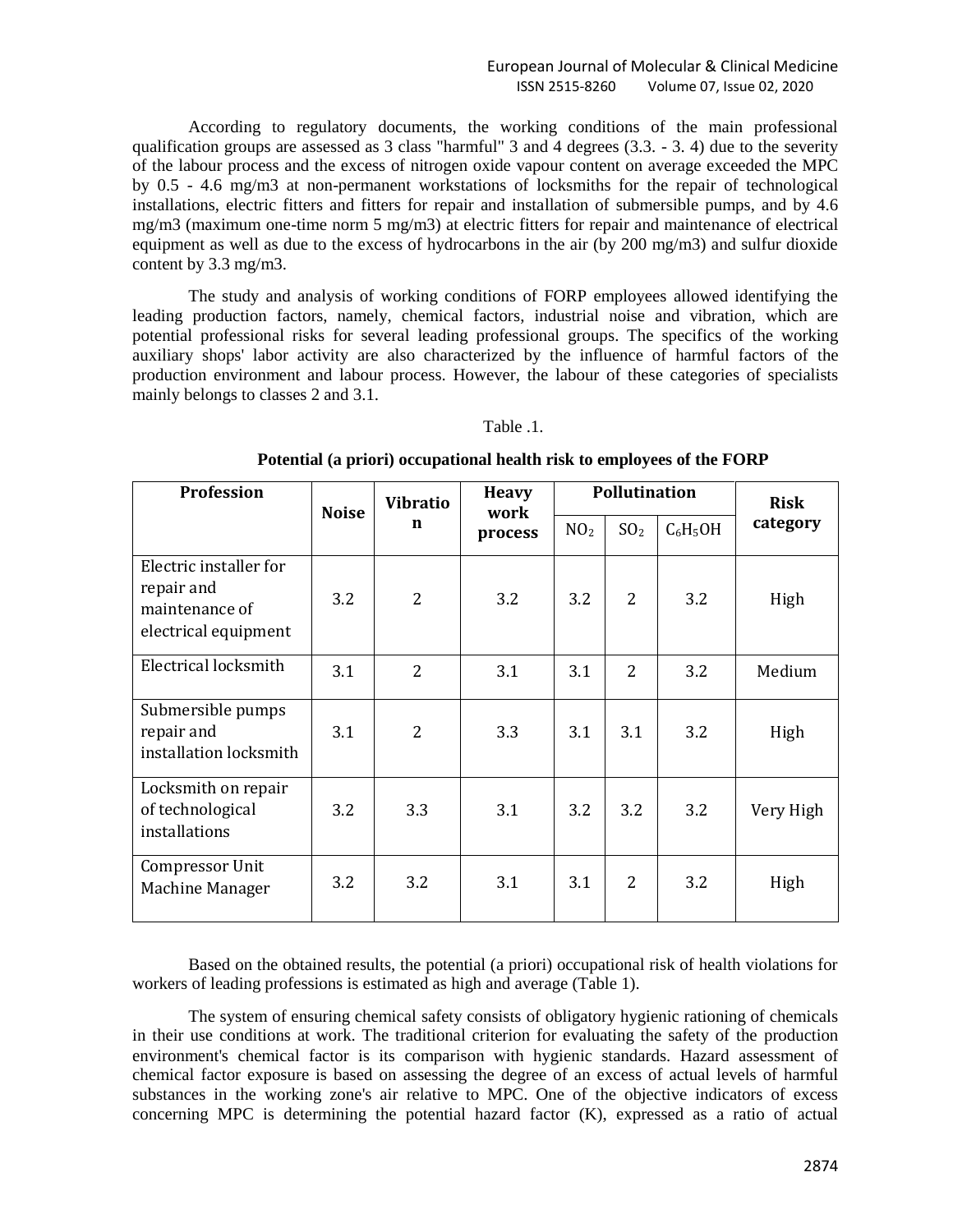According to regulatory documents, the working conditions of the main professional qualification groups are assessed as 3 class "harmful" 3 and 4 degrees (3.3. - 3. 4) due to the severity of the labour process and the excess of nitrogen oxide vapour content on average exceeded the MPC by 0.5 - 4.6 mg/m3 at non-permanent workstations of locksmiths for the repair of technological installations, electric fitters and fitters for repair and installation of submersible pumps, and by 4.6 mg/m3 (maximum one-time norm 5 mg/m3) at electric fitters for repair and maintenance of electrical equipment as well as due to the excess of hydrocarbons in the air (by 200 mg/m3) and sulfur dioxide content by 3.3 mg/m3.

The study and analysis of working conditions of FORP employees allowed identifying the leading production factors, namely, chemical factors, industrial noise and vibration, which are potential professional risks for several leading professional groups. The specifics of the working auxiliary shops' labor activity are also characterized by the influence of harmful factors of the production environment and labour process. However, the labour of these categories of specialists mainly belongs to classes 2 and 3.1.

Table .1.

**Potential (a priori) occupational health risk to employees of the FORP**

| Profession | Noise | Vibration | Heavy work process | Pollutination | | | Risk category |
|---|---|---|---|---|---|---|---|
| | | | | $NO_2$ | $SO_2$ | $C_6H_5OH$ | |
| Electric installer for repair and maintenance of electrical equipment | 3.2 | 2 | 3.2 | 3.2 | 2 | 3.2 | High |
| Electrical locksmith | 3.1 | 2 | 3.1 | 3.1 | 2 | 3.2 | Medium |
| Submersible pumps repair and installation locksmith | 3.1 | 2 | 3.3 | 3.1 | 3.1 | 3.2 | High |
| Locksmith on repair of technological installations | 3.2 | 3.3 | 3.1 | 3.2 | 3.2 | 3.2 | Very High |
| Compressor Unit Machine Manager | 3.2 | 3.2 | 3.1 | 3.1 | 2 | 3.2 | High |

Based on the obtained results, the potential (a priori) occupational risk of health violations for workers of leading professions is estimated as high and average (Table 1).

The system of ensuring chemical safety consists of obligatory hygienic rationing of chemicals in their use conditions at work. The traditional criterion for evaluating the safety of the production environment's chemical factor is its comparison with hygienic standards. Hazard assessment of chemical factor exposure is based on assessing the degree of an excess of actual levels of harmful substances in the working zone's air relative to MPC. One of the objective indicators of excess concerning MPC is determining the potential hazard factor (K), expressed as a ratio of actual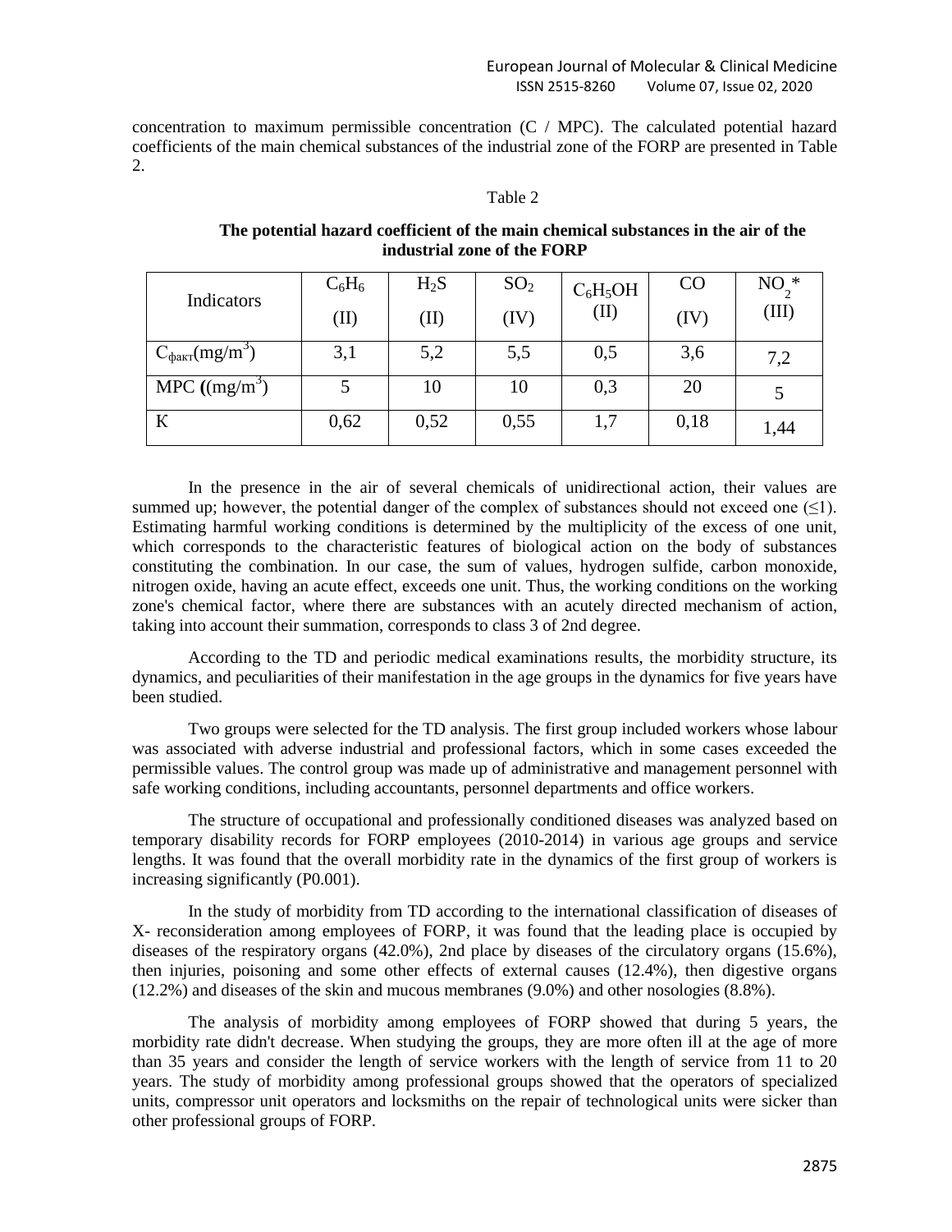concentration to maximum permissible concentration (C / MPC). The calculated potential hazard coefficients of the main chemical substances of the industrial zone of the FORP are presented in Table 2.

Table 2

**The potential hazard coefficient of the main chemical substances in the air of the industrial zone of the FORP**

| Indicators | $C_6H_6$ (II) | $H_2S$ (II) | $SO_2$ (IV) | $C_6H_5OH$ (II) | CO (IV) | $NO_2$* (III) |
|---|---|---|---|---|---|---|
| $C_{факт}(mg/m^3)$ | 3,1 | 5,2 | 5,5 | 0,5 | 3,6 | 7,2 |
| MPC $((mg/m^3)$ | 5 | 10 | 10 | 0,3 | 20 | 5 |
| K | 0,62 | 0,52 | 0,55 | 1,7 | 0,18 | 1,44 |

In the presence in the air of several chemicals of unidirectional action, their values are summed up; however, the potential danger of the complex of substances should not exceed one ($\leq 1$). Estimating harmful working conditions is determined by the multiplicity of the excess of one unit, which corresponds to the characteristic features of biological action on the body of substances constituting the combination. In our case, the sum of values, hydrogen sulfide, carbon monoxide, nitrogen oxide, having an acute effect, exceeds one unit. Thus, the working conditions on the working zone's chemical factor, where there are substances with an acutely directed mechanism of action, taking into account their summation, corresponds to class 3 of 2nd degree.

According to the TD and periodic medical examinations results, the morbidity structure, its dynamics, and peculiarities of their manifestation in the age groups in the dynamics for five years have been studied.

Two groups were selected for the TD analysis. The first group included workers whose labour was associated with adverse industrial and professional factors, which in some cases exceeded the permissible values. The control group was made up of administrative and management personnel with safe working conditions, including accountants, personnel departments and office workers.

The structure of occupational and professionally conditioned diseases was analyzed based on temporary disability records for FORP employees (2010-2014) in various age groups and service lengths. It was found that the overall morbidity rate in the dynamics of the first group of workers is increasing significantly (P0.001).

In the study of morbidity from TD according to the international classification of diseases of X- reconsideration among employees of FORP, it was found that the leading place is occupied by diseases of the respiratory organs (42.0%), 2nd place by diseases of the circulatory organs (15.6%), then injuries, poisoning and some other effects of external causes (12.4%), then digestive organs (12.2%) and diseases of the skin and mucous membranes (9.0%) and other nosologies (8.8%).

The analysis of morbidity among employees of FORP showed that during 5 years, the morbidity rate didn't decrease. When studying the groups, they are more often ill at the age of more than 35 years and consider the length of service workers with the length of service from 11 to 20 years. The study of morbidity among professional groups showed that the operators of specialized units, compressor unit operators and locksmiths on the repair of technological units were sicker than other professional groups of FORP.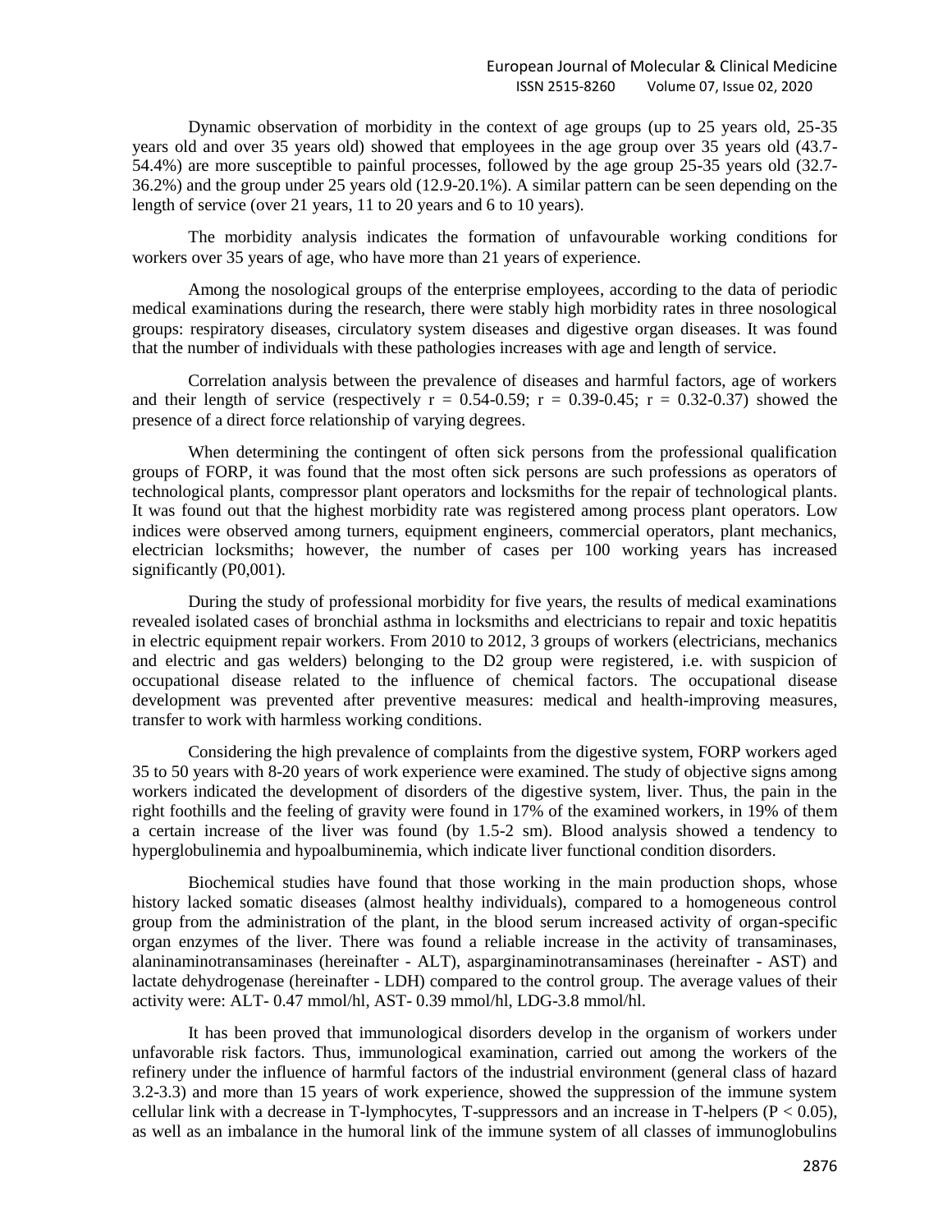Dynamic observation of morbidity in the context of age groups (up to 25 years old, 25-35 years old and over 35 years old) showed that employees in the age group over 35 years old (43.7-54.4%) are more susceptible to painful processes, followed by the age group 25-35 years old (32.7-36.2%) and the group under 25 years old (12.9-20.1%). A similar pattern can be seen depending on the length of service (over 21 years, 11 to 20 years and 6 to 10 years).

The morbidity analysis indicates the formation of unfavourable working conditions for workers over 35 years of age, who have more than 21 years of experience.

Among the nosological groups of the enterprise employees, according to the data of periodic medical examinations during the research, there were stably high morbidity rates in three nosological groups: respiratory diseases, circulatory system diseases and digestive organ diseases. It was found that the number of individuals with these pathologies increases with age and length of service.

Correlation analysis between the prevalence of diseases and harmful factors, age of workers and their length of service (respectively $r = 0.54\text{-}0.59$; $r = 0.39\text{-}0.45$; $r = 0.32\text{-}0.37$) showed the presence of a direct force relationship of varying degrees.

When determining the contingent of often sick persons from the professional qualification groups of FORP, it was found that the most often sick persons are such professions as operators of technological plants, compressor plant operators and locksmiths for the repair of technological plants. It was found out that the highest morbidity rate was registered among process plant operators. Low indices were observed among turners, equipment engineers, commercial operators, plant mechanics, electrician locksmiths; however, the number of cases per 100 working years has increased significantly (P0,001).

During the study of professional morbidity for five years, the results of medical examinations revealed isolated cases of bronchial asthma in locksmiths and electricians to repair and toxic hepatitis in electric equipment repair workers. From 2010 to 2012, 3 groups of workers (electricians, mechanics and electric and gas welders) belonging to the D2 group were registered, i.e. with suspicion of occupational disease related to the influence of chemical factors. The occupational disease development was prevented after preventive measures: medical and health-improving measures, transfer to work with harmless working conditions.

Considering the high prevalence of complaints from the digestive system, FORP workers aged 35 to 50 years with 8-20 years of work experience were examined. The study of objective signs among workers indicated the development of disorders of the digestive system, liver. Thus, the pain in the right foothills and the feeling of gravity were found in 17% of the examined workers, in 19% of them a certain increase of the liver was found (by 1.5-2 sm). Blood analysis showed a tendency to hyperglobulinemia and hypoalbuminemia, which indicate liver functional condition disorders.

Biochemical studies have found that those working in the main production shops, whose history lacked somatic diseases (almost healthy individuals), compared to a homogeneous control group from the administration of the plant, in the blood serum increased activity of organ-specific organ enzymes of the liver. There was found a reliable increase in the activity of transaminases, alaninaminotransaminases (hereinafter - ALT), asparginaminotransaminases (hereinafter - AST) and lactate dehydrogenase (hereinafter - LDH) compared to the control group. The average values of their activity were: ALT- 0.47 mmol/hl, AST- 0.39 mmol/hl, LDG-3.8 mmol/hl.

It has been proved that immunological disorders develop in the organism of workers under unfavorable risk factors. Thus, immunological examination, carried out among the workers of the refinery under the influence of harmful factors of the industrial environment (general class of hazard 3.2-3.3) and more than 15 years of work experience, showed the suppression of the immune system cellular link with a decrease in T-lymphocytes, T-suppressors and an increase in T-helpers ($P < 0.05$), as well as an imbalance in the humoral link of the immune system of all classes of immunoglobulins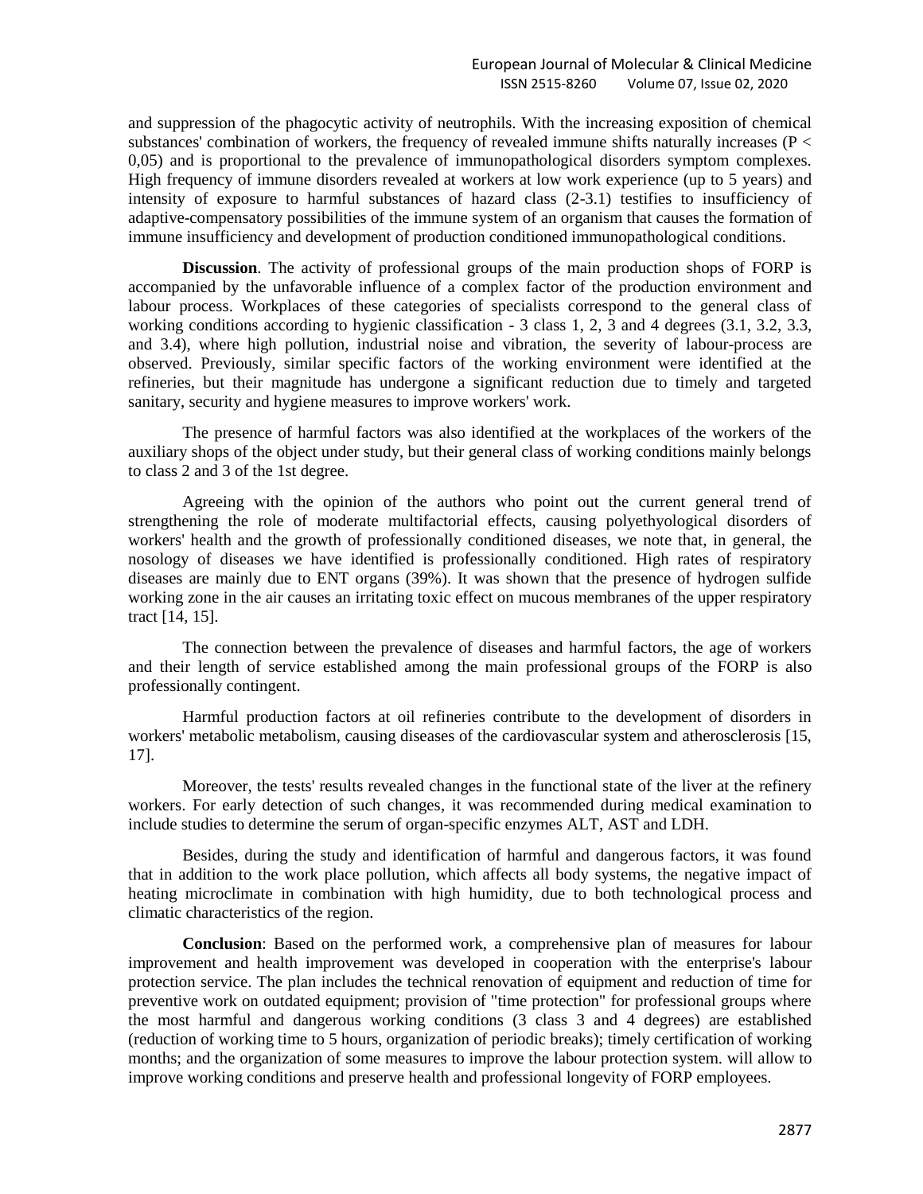and suppression of the phagocytic activity of neutrophils. With the increasing exposition of chemical substances' combination of workers, the frequency of revealed immune shifts naturally increases ($P < 0,05$) and is proportional to the prevalence of immunopathological disorders symptom complexes. High frequency of immune disorders revealed at workers at low work experience (up to 5 years) and intensity of exposure to harmful substances of hazard class (2-3.1) testifies to insufficiency of adaptive-compensatory possibilities of the immune system of an organism that causes the formation of immune insufficiency and development of production conditioned immunopathological conditions.

**Discussion**. The activity of professional groups of the main production shops of FORP is accompanied by the unfavorable influence of a complex factor of the production environment and labour process. Workplaces of these categories of specialists correspond to the general class of working conditions according to hygienic classification - 3 class 1, 2, 3 and 4 degrees (3.1, 3.2, 3.3, and 3.4), where high pollution, industrial noise and vibration, the severity of labour-process are observed. Previously, similar specific factors of the working environment were identified at the refineries, but their magnitude has undergone a significant reduction due to timely and targeted sanitary, security and hygiene measures to improve workers' work.

The presence of harmful factors was also identified at the workplaces of the workers of the auxiliary shops of the object under study, but their general class of working conditions mainly belongs to class 2 and 3 of the 1st degree.

Agreeing with the opinion of the authors who point out the current general trend of strengthening the role of moderate multifactorial effects, causing polyethyological disorders of workers' health and the growth of professionally conditioned diseases, we note that, in general, the nosology of diseases we have identified is professionally conditioned. High rates of respiratory diseases are mainly due to ENT organs (39%). It was shown that the presence of hydrogen sulfide working zone in the air causes an irritating toxic effect on mucous membranes of the upper respiratory tract [14, 15].

The connection between the prevalence of diseases and harmful factors, the age of workers and their length of service established among the main professional groups of the FORP is also professionally contingent.

Harmful production factors at oil refineries contribute to the development of disorders in workers' metabolic metabolism, causing diseases of the cardiovascular system and atherosclerosis [15, 17].

Moreover, the tests' results revealed changes in the functional state of the liver at the refinery workers. For early detection of such changes, it was recommended during medical examination to include studies to determine the serum of organ-specific enzymes ALT, AST and LDH.

Besides, during the study and identification of harmful and dangerous factors, it was found that in addition to the work place pollution, which affects all body systems, the negative impact of heating microclimate in combination with high humidity, due to both technological process and climatic characteristics of the region.

**Conclusion**: Based on the performed work, a comprehensive plan of measures for labour improvement and health improvement was developed in cooperation with the enterprise's labour protection service. The plan includes the technical renovation of equipment and reduction of time for preventive work on outdated equipment; provision of "time protection" for professional groups where the most harmful and dangerous working conditions (3 class 3 and 4 degrees) are established (reduction of working time to 5 hours, organization of periodic breaks); timely certification of working months; and the organization of some measures to improve the labour protection system. will allow to improve working conditions and preserve health and professional longevity of FORP employees.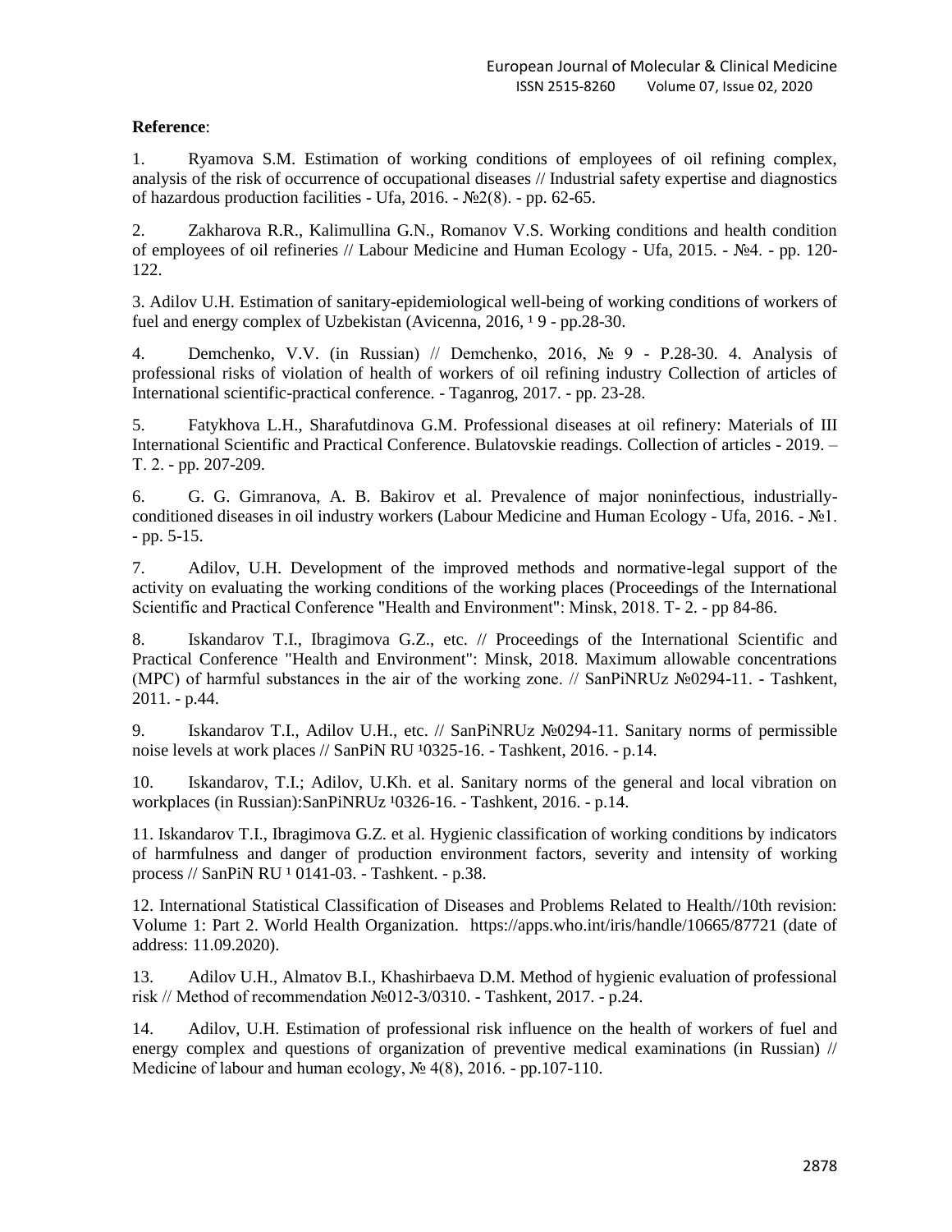**Reference**:

1. Ryamova S.M. Estimation of working conditions of employees of oil refining complex, analysis of the risk of occurrence of occupational diseases // Industrial safety expertise and diagnostics of hazardous production facilities - Ufa, 2016. - №2(8). - pp. 62-65.

2. Zakharova R.R., Kalimullina G.N., Romanov V.S. Working conditions and health condition of employees of oil refineries // Labour Medicine and Human Ecology - Ufa, 2015. - №4. - pp. 120-122.

3. Adilov U.H. Estimation of sanitary-epidemiological well-being of working conditions of workers of fuel and energy complex of Uzbekistan (Avicenna, 2016, ¹ 9 - pp.28-30.

4. Demchenko, V.V. (in Russian) // Demchenko, 2016, № 9 - P.28-30. 4. Analysis of professional risks of violation of health of workers of oil refining industry Collection of articles of International scientific-practical conference. - Taganrog, 2017. - pp. 23-28.

5. Fatykhova L.H., Sharafutdinova G.M. Professional diseases at oil refinery: Materials of III International Scientific and Practical Conference. Bulatovskie readings. Collection of articles - 2019. – T. 2. - pp. 207-209.

6. G. G. Gimranova, A. B. Bakirov et al. Prevalence of major noninfectious, industrially-conditioned diseases in oil industry workers (Labour Medicine and Human Ecology - Ufa, 2016. - №1. - pp. 5-15.

7. Adilov, U.H. Development of the improved methods and normative-legal support of the activity on evaluating the working conditions of the working places (Proceedings of the International Scientific and Practical Conference "Health and Environment": Minsk, 2018. T- 2. - pp 84-86.

8. Iskandarov T.I., Ibragimova G.Z., etc. // Proceedings of the International Scientific and Practical Conference "Health and Environment": Minsk, 2018. Maximum allowable concentrations (MPC) of harmful substances in the air of the working zone. // SanPiNRUz №0294-11. - Tashkent, 2011. - p.44.

9. Iskandarov T.I., Adilov U.H., etc. // SanPiNRUz №0294-11. Sanitary norms of permissible noise levels at work places // SanPiN RU ¹0325-16. - Tashkent, 2016. - p.14.

10. Iskandarov, T.I.; Adilov, U.Kh. et al. Sanitary norms of the general and local vibration on workplaces (in Russian):SanPiNRUz ¹0326-16. - Tashkent, 2016. - p.14.

11. Iskandarov T.I., Ibragimova G.Z. et al. Hygienic classification of working conditions by indicators of harmfulness and danger of production environment factors, severity and intensity of working process // SanPiN RU ¹ 0141-03. - Tashkent. - p.38.

12. International Statistical Classification of Diseases and Problems Related to Health//10th revision: Volume 1: Part 2. World Health Organization. https://apps.who.int/iris/handle/10665/87721 (date of address: 11.09.2020).

13. Adilov U.H., Almatov B.I., Khashirbaeva D.M. Method of hygienic evaluation of professional risk // Method of recommendation №012-3/0310. - Tashkent, 2017. - p.24.

14. Adilov, U.H. Estimation of professional risk influence on the health of workers of fuel and energy complex and questions of organization of preventive medical examinations (in Russian) // Medicine of labour and human ecology, № 4(8), 2016. - pp.107-110.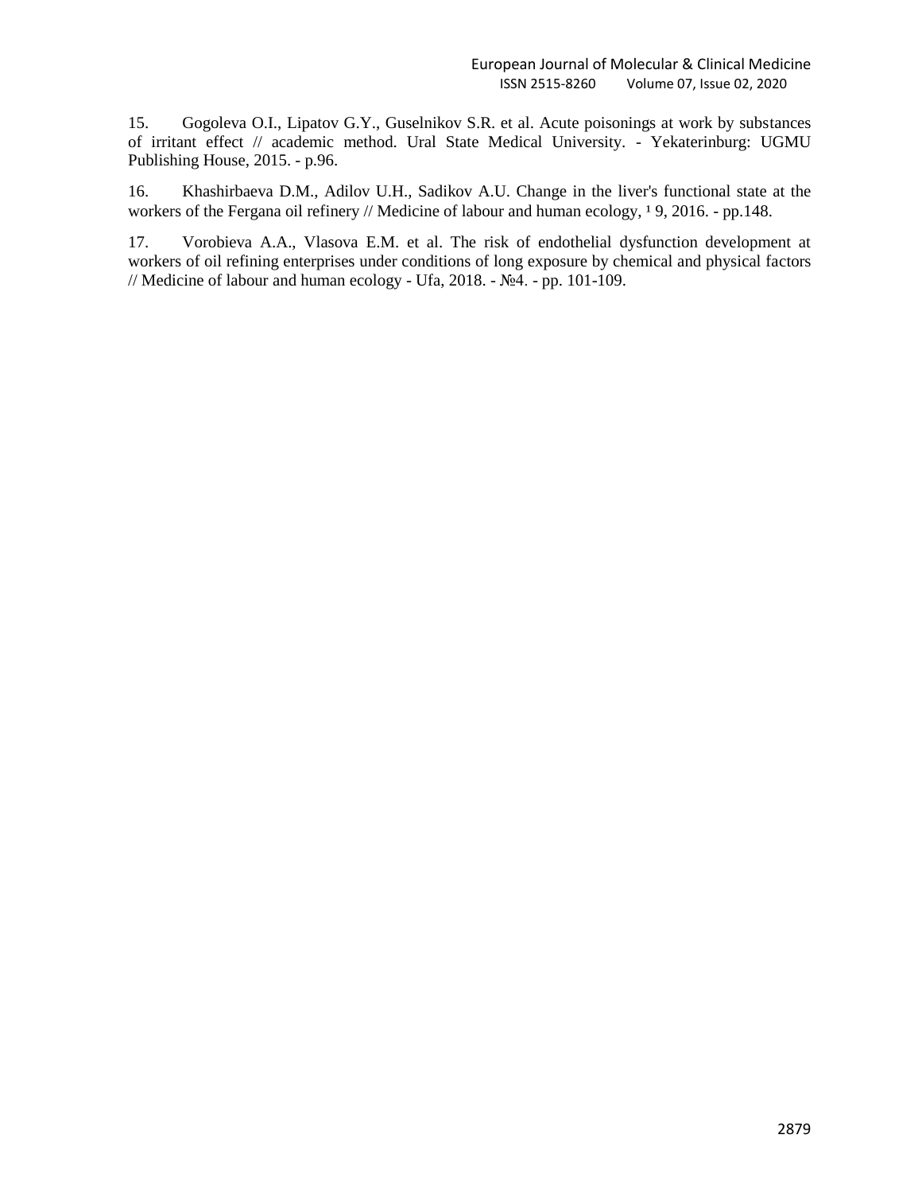15. Gogoleva O.I., Lipatov G.Y., Guselnikov S.R. et al. Acute poisonings at work by substances of irritant effect // academic method. Ural State Medical University. - Yekaterinburg: UGMU Publishing House, 2015. - p.96.

16. Khashirbaeva D.M., Adilov U.H., Sadikov A.U. Change in the liver's functional state at the workers of the Fergana oil refinery // Medicine of labour and human ecology, ¹ 9, 2016. - pp.148.

17. Vorobieva A.A., Vlasova E.M. et al. The risk of endothelial dysfunction development at workers of oil refining enterprises under conditions of long exposure by chemical and physical factors // Medicine of labour and human ecology - Ufa, 2018. - №4. - pp. 101-109.